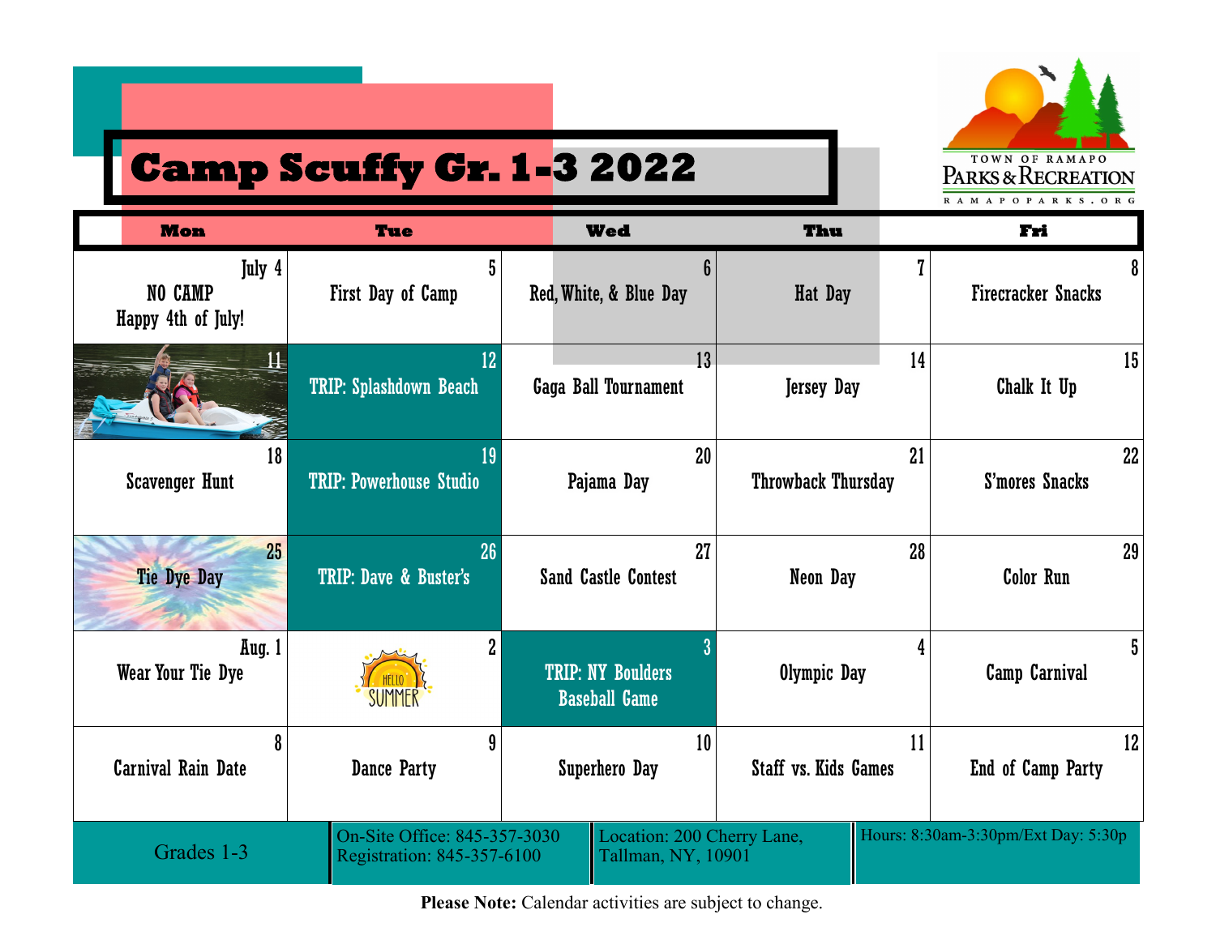# Camp Scuffy Gr. 1-3 2022

TOWN OF RAMAPO
PARKS & RECREATION
RAMAPOPARKS.ORG

| Mon | Tue | Wed | Thu | Fri |
|---|---|---|---|---|
| July 4 NO CAMP Happy 4th of July! | 5 First Day of Camp | 6 Red, White, & Blue Day | 7 Hat Day | 8 Firecracker Snacks |
| 11 | 12 TRIP: Splashdown Beach | 13 Gaga Ball Tournament | 14 Jersey Day | 15 Chalk It Up |
| 18 Scavenger Hunt | 19 TRIP: Powerhouse Studio | 20 Pajama Day | 21 Throwback Thursday | 22 S'mores Snacks |
| 25 Tie Dye Day | 26 TRIP: Dave & Buster's | 27 Sand Castle Contest | 28 Neon Day | 29 Color Run |
| Aug. 1 Wear Your Tie Dye | 2 HELLO SUMMER | 3 TRIP: NY Boulders Baseball Game | 4 Olympic Day | 5 Camp Carnival |
| 8 Carnival Rain Date | 9 Dance Party | 10 Superhero Day | 11 Staff vs. Kids Games | 12 End of Camp Party |

Grades 1-3

On-Site Office: 845-357-3030
Registration: 845-357-6100

Location: 200 Cherry Lane, Tallman, NY, 10901

Hours: 8:30am-3:30pm/Ext Day: 5:30p

**Please Note:** Calendar activities are subject to change.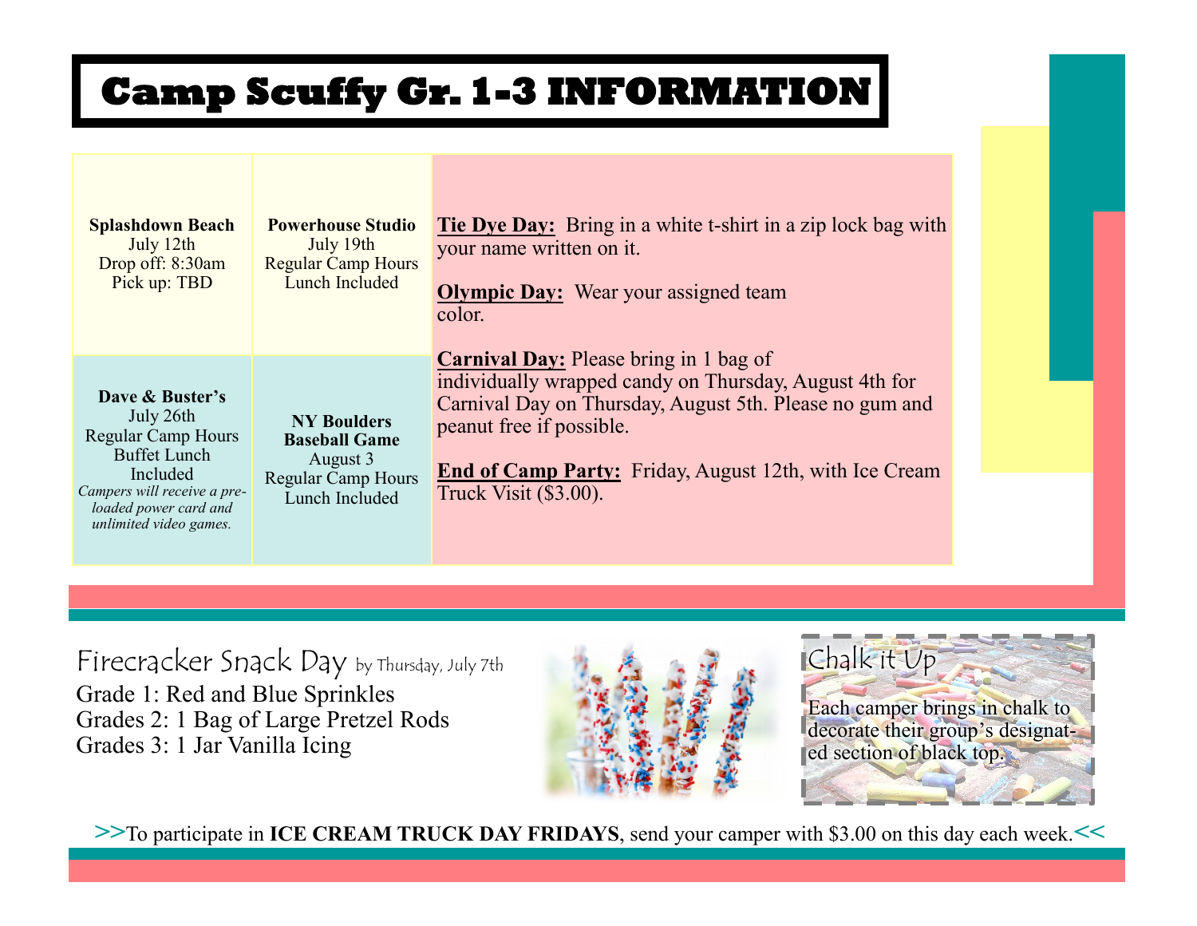# Camp Scuffy Gr. 1-3 INFORMATION

| | |
|---|---|
| **Splashdown Beach**<br>July 12th<br>Drop off: 8:30am<br>Pick up: TBD | **Powerhouse Studio**<br>July 19th<br>Regular Camp Hours<br>Lunch Included |
| **Dave & Buster's**<br>July 26th<br>Regular Camp Hours<br>Buffet Lunch Included<br>*Campers will receive a pre-loaded power card and unlimited video games.* | **NY Boulders Baseball Game**<br>August 3<br>Regular Camp Hours<br>Lunch Included |

**Tie Dye Day:** Bring in a white t-shirt in a zip lock bag with your name written on it.

**Olympic Day:** Wear your assigned team color.

**Carnival Day:** Please bring in 1 bag of individually wrapped candy on Thursday, August 4th for Carnival Day on Thursday, August 5th. Please no gum and peanut free if possible.

**End of Camp Party:** Friday, August 12th, with Ice Cream Truck Visit ($3.00).

## Firecracker Snack Day by Thursday, July 7th

Grade 1: Red and Blue Sprinkles
Grades 2: 1 Bag of Large Pretzel Rods
Grades 3: 1 Jar Vanilla Icing

## Chalk it Up

Each camper brings in chalk to decorate their group's designated section of black top.

>>To participate in **ICE CREAM TRUCK DAY FRIDAYS**, send your camper with $3.00 on this day each week.<<